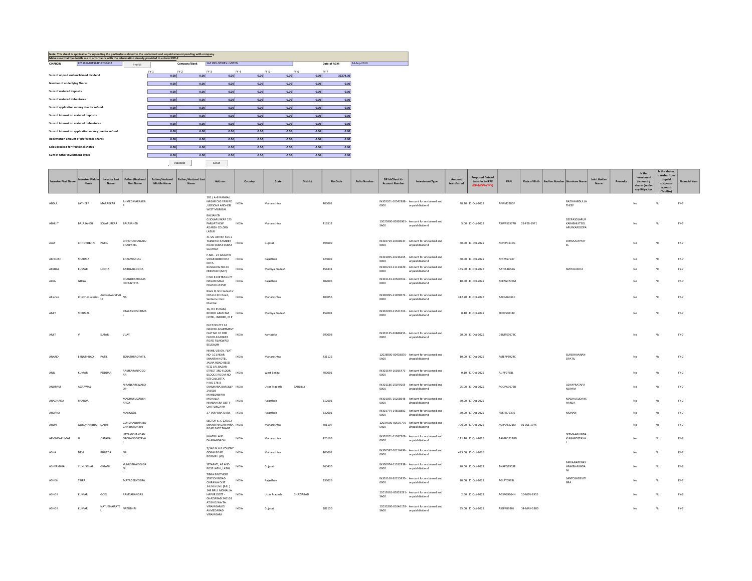Note: This sheet is applicable for uploading the particulars related to the unclaimed and unpaid amount pending with company.
Make sure that the details are in accordance with the information already provided in e-form IEPF-2

| CIN/BCIN | L25199MH1984PLC034632 | Prefill | Company/Bank | SAT INDUSTRIES LIMITED | Date of AGM | 14-Sep-2019 |
|---|---|---|---|---|---|---|

| | FY-1 | FY-2 | FY-3 | FY-4 | FY-5 | FY-6 | FY-7 |
|---|---|---|---|---|---|---|---|
| Sum of unpaid and unclaimed dividend | 0.00 | 0.00 | 0.00 | 0.00 | 0.00 | 0.00 | 32274.30 |
| Number of underlying Shares | 0.00 | 0.00 | 0.00 | 0.00 | 0.00 | 0.00 | 0.00 |
| Sum of matured deposits | 0.00 | 0.00 | 0.00 | 0.00 | 0.00 | 0.00 | 0.00 |
| Sum of matured debentures | 0.00 | 0.00 | 0.00 | 0.00 | 0.00 | 0.00 | 0.00 |
| Sum of application money due for refund | 0.00 | 0.00 | 0.00 | 0.00 | 0.00 | 0.00 | 0.00 |
| Sum of interest on matured deposits | 0.00 | 0.00 | 0.00 | 0.00 | 0.00 | 0.00 | 0.00 |
| Sum of interest on matured debentures | 0.00 | 0.00 | 0.00 | 0.00 | 0.00 | 0.00 | 0.00 |
| Sum of interest on application money due for refund | 0.00 | 0.00 | 0.00 | 0.00 | 0.00 | 0.00 | 0.00 |
| Redemption amount of preference shares | 0.00 | 0.00 | 0.00 | 0.00 | 0.00 | 0.00 | 0.00 |
| Sales proceed for fractional shares | 0.00 | 0.00 | 0.00 | 0.00 | 0.00 | 0.00 | 0.00 |
| Sum of Other Investment Types | 0.00 | 0.00 | 0.00 | 0.00 | 0.00 | 0.00 | 0.00 |

Validate | Clear

| Investor First Name | Investor Middle Name | Investor Last Name | Father/Husband First Name | Father/Husband Middle Name | Father/Husband Last Name | Address | Country | State | District | Pin Code | Folio Number | DP Id-Client Id-Account Number | Investment Type | Amount transferred | Proposed Date of transfer to IEPF (DD-MON-YYYY) | PAN | Date of Birth | Aadhar Number | Nominee Name | Joint Holder Name | Remarks | Is the Investment (amount / shares )under any litigation. | Is the shares transfer from unpaid suspense account (Yes/No) | Financial Year |
|---|---|---|---|---|---|---|---|---|---|---|---|---|---|---|---|---|---|---|---|---|---|---|---|---|
| ABDUL | LATHEEF | MARAKKAR | AHMEDMARAKKAR | | | 101 / A 4 MANGAL NAGAR CHS YARI RD ,VERSOVA ANDHERI WEST MUMBAI | INDIA | Maharashtra | | 400061 | | IN302201-10542988-0000 | Amount for unclaimed and unpaid dividend | 48.30 | 31-Oct-2025 | AFJPM2285F | | | RAZIYAABDULLATHEEF | | | No | No | FY-7 |
| ABHIJIT | BALASAHEB | SOLAPURKAR | BALASAHEB | | | BALSAHEB G.SOLAPURKAR 123 PARVAT NEW ADARSH COLONY LATUR | INDIA | Maharashtra | | 413512 | | 13025900-00392965-SA00 | Amount for unclaimed and unpaid dividend | 5.00 | 31-Oct-2025 | AXWPS5377H | 21-FEB-1971 | | DEEPASOLAPURKARABHIJITSOLAPURKARDEEPA | | | No | No | FY-7 |
| AJAY | CHHOTUBHAI | PATEL | CHHOTUBHAILALUBHAIPATEL | | | 41 SAI ASHISH SOC 2 TADWADI RAMDER ROAD SURAT SURAT GUJARAT | INDIA | Gujarat | | 395009 | | IN303719-10468937-0000 | Amount for unclaimed and unpaid dividend | 50.00 | 31-Oct-2025 | ACVPP3517G | | | DIPIKAAJAYPATEL | | | No | No | FY-7 |
| AKHILESH | SHARMA | | BHANWARLAL | | | P.NO. - 27 GAYATRI VIHAR BORKHERA KOTA | INDIA | Rajasthan | | 324002 | | IN301055-10216165-0000 | Amount for unclaimed and unpaid dividend | 50.00 | 31-Oct-2025 | AFRPS5794P | | | | | | No | No | FY-7 |
| AKSHAY | KUMAR | LODHA | BABULALLODHA | | | BUNGLOW NO 23 NEEMUCH (M P) | INDIA | Madhya Pradesh | | 458441 | | IN300214-11113629-0000 | Amount for unclaimed and unpaid dividend | 155.00 | 31-Oct-2025 | AATPL3854G | | | SMITALODHA | | | No | No | FY-7 |
| ALKA | GHIYA | | CHANDRAPRAKASHKHUNTETA | | | H NO 8 CHITRAGUPT NAGAR IMALI PHATAK JAIPUR | INDIA | Rajasthan | | 302005 | | IN301143-10560762-0000 | Amount for unclaimed and unpaid dividend | 10.00 | 31-Oct-2025 | ACFPG0727M | | | | | | No | No | FY-7 |
| Alliance | Intermediaries | AndNetworkPvtLtd | NA | | | Block H, Shri Sadashiv CHS Ltd 6th Road, Santacruz East Mumbai | INDIA | Maharashtra | | 400055 | | IN300095-11078572-0000 | Amount for unclaimed and unpaid dividend | 312.70 | 31-Oct-2025 | AAECA6031C | | | | | | No | No | FY-7 |
| AMIT | SHRIMAL | | PRAKASHCSHRIMAL | | | 16, R K PURAM, BEHIND AMALTAS HOTEL, INDORE, M P | INDIA | Madhya Pradesh | | 452001 | | IN302269-11521563-0000 | Amount for unclaimed and unpaid dividend | 0.10 | 31-Oct-2025 | BHXPS3013C | | | | | | No | No | FY-7 |
| AMIT | V | SUTAR | VIJAY | | | PLOT NO 277 1A NAGESH APARTMENT FLAT NO 10 3RD FLOOR AGARKAR ROAD TILAKWADI BELGAUM | INDIA | Karnataka | | 590008 | | IN301135-26846953-0000 | Amount for unclaimed and unpaid dividend | 20.00 | 31-Oct-2025 | DBMPS7678C | | | | | | No | No | FY-7 |
| ANAND | EKNATHRAO | PATIL | EKNATHRAOPATIL | | | NIKHIL VISION, FLAT NO- 101 NEAR SHANTAI HOTEL JALNA ROAD BEED | INDIA | Maharashtra | | 431122 | | 12028900-00438876-SA00 | Amount for unclaimed and unpaid dividend | 10.00 | 31-Oct-2025 | AMEPP3924C | | | SUREKHAANANDPATIL | | | No | No | FY-7 |
| ANIL | KUMAR | PODDAR | RAMKARANPODDAR | | | 9/12 LAL BAZAR STREET 3RD FLOOR BLOCK E ROOM NO 9/8 CALCUTTA | INDIA | West Bengal | | 700001 | | IN301549-16015473-0000 | Amount for unclaimed and unpaid dividend | 0.10 | 31-Oct-2025 | AIJPP9768L | | | | | | No | No | FY-7 |
| ANUPAM | AGRAWAL | | NIRANKARSWAROOP | | | H NO 376 B SAHUKARA BAREILLY 243003 | INDIA | Uttar Pradesh | BAREILLY | | | IN301186-20079105-0000 | Amount for unclaimed and unpaid dividend | 25.00 | 31-Oct-2025 | AGOPA7673B | | | UDAYPRATAPANUPAM | | | No | No | FY-7 |
| ARADHANA | SHARDA | | MADHUSUDANSHARDA | | | MAHESHWARI MOHALLA NIMBAHERA DISTT CHITTORGARH | INDIA | Rajasthan | | 312601 | | IN301055-10258646-0000 | Amount for unclaimed and unpaid dividend | 50.00 | 31-Oct-2025 | | | | MADHUSUDANSHARDA | | | No | No | FY-7 |
| ARCHNA | | | MANGILAL | | | 37 TARPURA SIKAR | INDIA | Rajasthan | | 332001 | | IN301774-14658881-0000 | Amount for unclaimed and unpaid dividend | 30.00 | 31-Oct-2025 | AKXPA7237K | | | MOHAN | | | No | No | FY-7 |
| ARUN | GORDHANBHAI | DABHI | GORDHANBHAIBOGHABHAIDABHI | | | SECTOR-6, C-12/302 SHANTI NAGAR MIRA ROAD EAST THANE | INDIA | Maharashtra | | 401107 | | 12034500-00539776-SA00 | Amount for unclaimed and unpaid dividend | 790.00 | 31-Oct-2025 | AGIPD8321M | 01-JUL-1975 | | | | | No | No | FY-7 |
| ARVINDAKUMAR | IJ | OSTAVAL | UTTAMCHANDANOPCHANDOSTAVAL | | | KHATRI LANE DHARANGAON | INDIA | Maharashtra | | 425105 | | IN302201-11387309-0000 | Amount for unclaimed and unpaid dividend | 111.10 | 31-Oct-2025 | AAMPO5120D | | | SEEMAARVINDAKUMAROSTAVAL | | | No | No | FY-7 |
| ASHA | DEVI | BHUTDA | NA | | | 7/546 M H B COLONY GORAI ROAD BORIVALI (W) | INDIA | Maharashtra | | 400091 | | IN300597-10156496-0000 | Amount for unclaimed and unpaid dividend | 495.00 | 31-Oct-2025 | | | | | | | No | No | FY-7 |
| ASHFAKBHAI | YUNUSBHAI | GIGANI | YUNUSBHAIOGIGANI | | | SETAPATI, AT AND POST LATHI, LATHI. | INDIA | Gujarat | | 365430 | | IN300974-11332838-0000 | Amount for unclaimed and unpaid dividend | 20.00 | 31-Oct-2025 | ANAPG3953F | | | FARJANABENASHFAKBHAIGIGANI | | | No | No | FY-7 |
| ASHISH | TIBRA | | MATADEENTIBRA | | | TIBRA BROTHERS STATION ROAD CHIRAWA DIST. JHUNJHUNU (RAJ.) | INDIA | Rajasthan | | 333026 | | IN301160-30255970-0000 | Amount for unclaimed and unpaid dividend | 20.00 | 31-Oct-2025 | AGLPT0993J | | | SANTOSHDEVITIBRA | | | No | No | FY-7 |
| ASHOK | KUMAR | GOEL | RAMSARANDAS | | | 148 BRIJ MOHALLA HAPUR DISTT - GHAZIABAD 245101 | INDIA | Uttar Pradesh | GHAZIABAD | | | 12019101-00328291-SA00 | Amount for unclaimed and unpaid dividend | 2.50 | 31-Oct-2025 | AGSPG9104H | 10-NOV-1952 | | | | | No | No | FY-7 |
| ASHOK | KUMAR | NATUBHAIPATEL | NATUBHAI | | | AT BHOJWA TA VIRAMGAM DI AHMEDABAD VIRAMGAM | INDIA | Gujarat | | 382150 | | 12033200-03646178-SA00 | Amount for unclaimed and unpaid dividend | 35.00 | 31-Oct-2025 | ASSPP8990J | 14-MAY-1980 | | | | | No | No | FY-7 |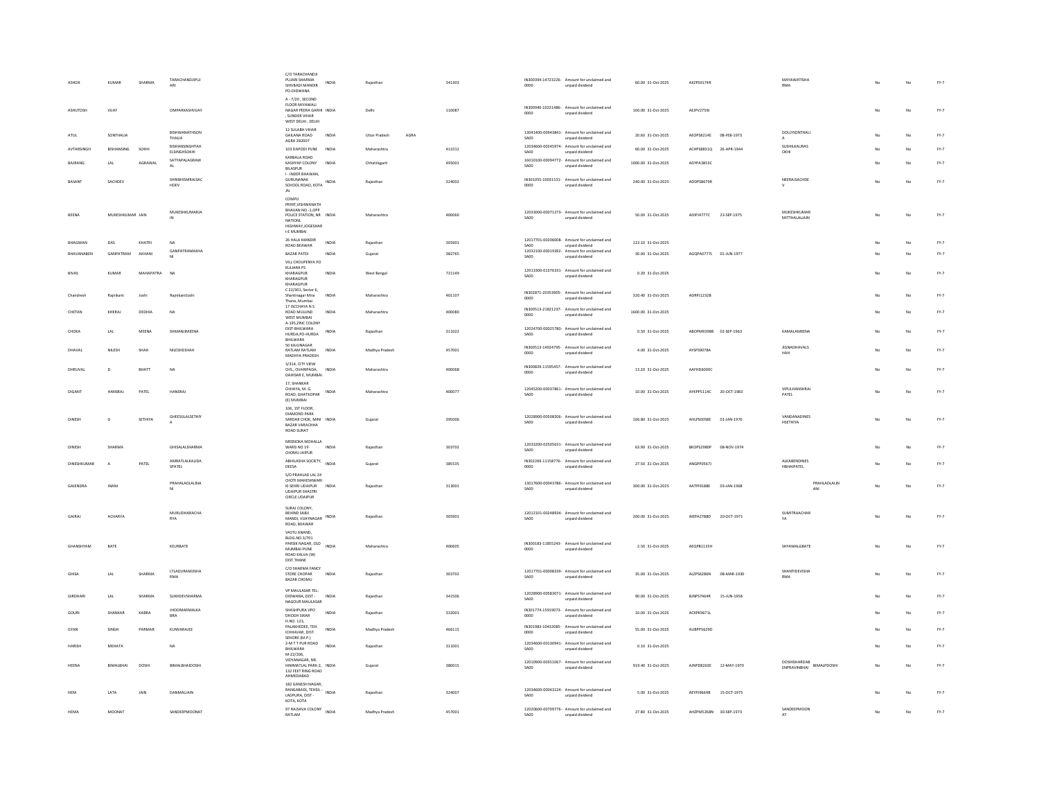| | | | | | | | | | | | | | | | | | | | | |
|---|---|---|---|---|---|---|---|---|---|---|---|---|---|---|---|---|---|---|---|---|
| ASHOK | KUMAR | SHARMA | TARACHANDJIPUJARI | C/O TARACHANDJI PUJARI SHARMA SHIVBADI MANDIR PO-DIDWANA | INDIA | Rajasthan | | 341303 | IN300394-14723226-0000 | Amount for unclaimed and unpaid dividend | 60.00 | 31-Oct-2025 | AXZPS9174R | | MAYAWATISHARMA | | | No | No | FY-7 |
| ASHUTOSH | VIJAY | | OMPARKASHVIJAY | A - 7/20 , SECOND FLOOR MIYAWALI NAGAR PEERA GARHI , SUNDER VIHAR WEST DELHI , DELHI | INDIA | Delhi | | 110087 | IN300940-10221486-0000 | Amount for unclaimed and unpaid dividend | 100.00 | 31-Oct-2025 | AEJPV2755I | | | | | No | No | FY-7 |
| ATUL | SONTHALIA | | BISHWANATHSONTHALIA | 12 SULABH VIHAR GAILANA ROAD AGRA 282007 | INDIA | Uttar Pradesh | AGRA | | 13041400-00943841-SA00 | Amount for unclaimed and unpaid dividend | 20.60 | 31-Oct-2025 | AEOPS8214E | 08-FEB-1973 | DOLLYSONTHALIA | | | No | No | FY-7 |
| AVTARSINGH | BISHANSING | SOKHI | BISHANSINGHTAHELSINGHSOKHI | 103 DAPODI PUNE | INDIA | Maharashtra | | 411012 | 12034600-00245974-SA00 | Amount for unclaimed and unpaid dividend | 60.00 | 31-Oct-2025 | ACHPS8831Q | 26-APR-1944 | SUSHILKAURASOKHI | | | No | No | FY-7 |
| BAJRANG | LAL | AGRAWAL | SATYAPALAGRAWAL | KARBALA ROAD KASHYAP COLONY BILASPUR | INDIA | Chhattisgarh | | 495001 | 16010100-00094772-SA00 | Amount for unclaimed and unpaid dividend | 1000.00 | 31-Oct-2025 | ADYPA3853C | | | | | No | No | FY-7 |
| BASANT | SACHDEV | | SHRIBHISMRAJSACHDEV | I - INDER BHAWAN, GURUNANAK SCHOOL ROAD, KOTA JN. | INDIA | Rajasthan | | 324002 | IN301055-10031531-0000 | Amount for unclaimed and unpaid dividend | 240.00 | 31-Oct-2025 | ADDPS8679R | | NEERAJSACHDEV | | | No | No | FY-7 |
| BEENA | MUKESHKUMAR | JAIN | MUKESHKUMARJAIN | COMPU PRINT,VISHWANATH BHAVAN NO.-1,OPP POLICE STATION, NR NATIONL HIGHWAY,JOGESHARI-E MUMBAI | INDIA | Maharashtra | | 400060 | 12033000-00071273-SA00 | Amount for unclaimed and unpaid dividend | 50.00 | 31-Oct-2025 | ADIPJ4777C | 23-SEP-1975 | MUKESHKUMARMITTHALALJAIN | | | No | No | FY-7 |
| BHAGWAN | DAS | KHATRI | NA | 26 HALA MANDIR ROAD BEAWAR | INDIA | Rajasthan | | 305901 | 12017701-00206008-SA00 | Amount for unclaimed and unpaid dividend | 122.10 | 31-Oct-2025 | | | | | | No | No | FY-7 |
| BHAVANABEN | GANPATRAM | AKHANI | GANPATRAMAKHANI | BAZAR PATDI | INDIA | Gujarat | | 382765 | 12032100-00019392-SA00 | Amount for unclaimed and unpaid dividend | 30.00 | 31-Oct-2025 | AGQPA0777L | 01-JUN-1977 | | | | No | No | FY-7 |
| BIVAS | KUMAR | MAHAPATRA | NA | VILL CHOUPENYA PO KULIARA PS KHARAGPUR KHARAGPUR KHARAGPUR | INDIA | West Bengal | | 721149 | 12013300-01376331-SA00 | Amount for unclaimed and unpaid dividend | 0.20 | 31-Oct-2025 | | | | | | No | No | FY-7 |
| Chandresh | Rajnikant | Joshi | RajnikantJoshi | C 22/301, Sector 6, Shantinagar Mira Thane, Mumbai | INDIA | Maharashtra | | 401107 | IN302871-20353905-0000 | Amount for unclaimed and unpaid dividend | 320.40 | 31-Oct-2025 | ADRPJ1232B | | | | | No | No | FY-7 |
| CHETAN | KHERAJ | DEDHIA | NA | 17 ISCCHAYA N S ROAD MULUND WEST MUMBAI | INDIA | Maharashtra | | 400080 | IN300513-21821237-0000 | Amount for unclaimed and unpaid dividend | 1600.00 | 31-Oct-2025 | | | | | | No | No | FY-7 |
| CHOKA | LAL | MEENA | SHMANJIMEENA | A-195,ZINC COLONY DIST-BHILWARA HURDA,PO-HURDA BHILWARA | INDIA | Rajasthan | | 311022 | 12024700-00025780-SA00 | Amount for unclaimed and unpaid dividend | 0.50 | 31-Oct-2025 | ABOPM9298B | 02-SEP-1963 | KAMALAMEENA | | | No | No | FY-7 |
| DHAVAL | NILESH | SHAH | NILESHDSHAH | 50 KAUJNAGAR RATLAM RATLAM MADHYA PRADESH | INDIA | Madhya Pradesh | | 457001 | IN300513-14924795-0000 | Amount for unclaimed and unpaid dividend | 4.00 | 31-Oct-2025 | AYSPS9078A | | JIGNADHAVALSHAH | | | No | No | FY-7 |
| DHRUVAL | D | BHATT | NA | 3/314, CITY VIEW CHS., OVARIPADA, DAHISAR E, MUMBAI. | INDIA | Maharashtra | | 400068 | IN300829-11595457-0000 | Amount for unclaimed and unpaid dividend | 13.20 | 31-Oct-2025 | AAFHD6000C | | | | | No | No | FY-7 |
| DIGANT | HANSRAJ | PATEL | HANSRAJ | 17, SHANKAR CHHAYA, M. G. ROAD, GHATKOPAR (E) MUMBAI | INDIA | Maharashtra | | 400077 | 12045200-00037861-SA00 | Amount for unclaimed and unpaid dividend | 10.00 | 31-Oct-2025 | AYKPP5114C | 20-OCT-1983 | VIPULHANSHRAJPATEL | | | No | No | FY-7 |
| DINESH | G | SETHIYA | GHEESULALSETHIYA | 106, 1ST FLOOR, DIAMOND PARK SARDAR CHOK, MINI BAZAR VARACHHA ROAD SURAT | INDIA | Gujarat | | 395006 | 12028900-00508206-SA00 | Amount for unclaimed and unpaid dividend | 106.80 | 31-Oct-2025 | AHLPS0058E | 01-JAN-1976 | VANDANADINESHSETHIYA | | | No | No | FY-7 |
| DINESH | SHARMA | | GHISALALSHARMA | MEENOKA MOHALLA WARD NO 19 CHOMU JAIPUR | INDIA | Rajasthan | | 303702 | 12033200-02505631-SA00 | Amount for unclaimed and unpaid dividend | 63.90 | 31-Oct-2025 | BKOPS2980P | 08-NOV-1974 | | | | No | No | FY-7 |
| DINESHKUMAR | A | PATEL | AMRATLALKAUDASPATEL | ABHILASHA SOCIETY, DEESA | INDIA | Gujarat | | 385535 | IN302269-11158776-0000 | Amount for unclaimed and unpaid dividend | 27.50 | 31-Oct-2025 | ANGPP0567J | | ALKABENDINESHBHAIPATEL | | | No | No | FY-7 |
| GAJENDRA | INANI | | PRAHALADLALINANI | S/O PRAHLAD LAL 24 CHOTI MAHESHWARI KI SEHRI UDAIPUR UDAIPUR SHASTRI CIRCLE UDAIPUR | INDIA | Rajasthan | | 313001 | 13017600-00043786-SA00 | Amount for unclaimed and unpaid dividend | 300.00 | 31-Oct-2025 | AATPI9188E | 03-JAN-1968 | | PRAHLADLALINANI | | No | No | FY-7 |
| GAJRAJ | ACHARYA | | MURLIDHARACHARYA | SURAJ COLONY, BEHIND SABJI MANDI, VIJAYNAGAR ROAD, BEAWAR | INDIA | Rajasthan | | 305901 | 12012101-00248934-SA00 | Amount for unclaimed and unpaid dividend | 200.00 | 31-Oct-2025 | AIEPA2788D | 20-OCT-1971 | SUMITRAACHARYA | | | No | No | FY-7 |
| GHANSHYAM | BATE | | KEURBATE | VASTU ANAND, BLDG.NO.3/701 PARSIK NAGAR, OLD MUMBAI-PUNE ROAD KALVA (W) DIST.THANE | INDIA | Maharashtra | | 400605 | IN300183-11855243-0000 | Amount for unclaimed and unpaid dividend | 2.50 | 31-Oct-2025 | AEQPB1135H | | SHYAMALGBATE | | | No | No | FY-7 |
| GHISA | LAL | SHARMA | LTLADURAMJISHARMA | C/O SHARMA FANCY STORE CHOPAR BAZAR CHOMU | INDIA | Rajasthan | | 303702 | 12017701-00008339-SA00 | Amount for unclaimed and unpaid dividend | 35.00 | 31-Oct-2025 | ALZPS6286N | 08-MAR-1930 | SHANTIDEVISHARMA | | | No | No | FY-7 |
| GIRDHARI | LAL | SHARMA | SUKHDEVSHARMA | VP MAULASAR TEL: DIDWANA, DIST - NAGOUR MAULASAR | INDIA | Rajasthan | | 341506 | 12028900-00583071-SA00 | Amount for unclaimed and unpaid dividend | 90.00 | 31-Oct-2025 | BJNPS7464R | 15-JUN-1958 | | | | No | No | FY-7 |
| GOURI | SHANKAR | KABRA | JHOOMARMALKABRA | SHASHPURA VPO DHODH SIKAR | INDIA | Rajasthan | | 332001 | IN301774-15919073-0000 | Amount for unclaimed and unpaid dividend | 10.00 | 31-Oct-2025 | ACKPK9671L | | | | | No | No | FY-7 |
| GYAN | SINGH | PARMAR | KUNVARAJEE | H.NO. 123, PALAKHEDEE, TEH. ICHHAVAR, DIST. SEHORE (M.P.) | INDIA | Madhya Pradesh | | 466115 | IN301983-10432085-0000 | Amount for unclaimed and unpaid dividend | 55.00 | 31-Oct-2025 | AUBPP5629D | | | | | No | No | FY-7 |
| HARISH | MEHATA | | NA | 2-M T T PUR ROAD BHILWARA | INDIA | Rajasthan | | 311001 | 12034600-00130941-SA00 | Amount for unclaimed and unpaid dividend | 0.10 | 31-Oct-2025 | | | | | | No | No | FY-7 |
| HEENA | BIMALBHAI | DOSHI | BIMALBHAIDOSHI | M-22/206, VIDYANAGAR, NR. HIMMATLAL PARK-2, 132 FEET RING ROAD AHMEDABAD | INDIA | Gujarat | | 380015 | 12010900-00351067-SA00 | Amount for unclaimed and unpaid dividend | 919.40 | 31-Oct-2025 | AJNPD8263E | 12-MAY-1970 | DOSHISHARDABENPRAVINBHAI | BIMALPDOSHI | | No | No | FY-7 |
| HEM | LATA | JAIN | DANMALJAIN | 182 GANESH NAGAR, RANGABADI, TEHSIL-LADPURA, DIST - KOTA, KOTA | INDIA | Rajasthan | | 324007 | 12034600-00043124-SA00 | Amount for unclaimed and unpaid dividend | 5.00 | 31-Oct-2025 | AEYPJ9664B | 15-OCT-1975 | | | | No | No | FY-7 |
| HEMA | MOONAT | | SANDEEPMOONAT | 97 RAJSAVA COLONY RATLAM | INDIA | Madhya Pradesh | | 457001 | 12020600-00709776-SA00 | Amount for unclaimed and unpaid dividend | 27.80 | 31-Oct-2025 | AHZPM5268N | 30-SEP-1973 | SANDEEPMOONAT | | | No | No | FY-7 |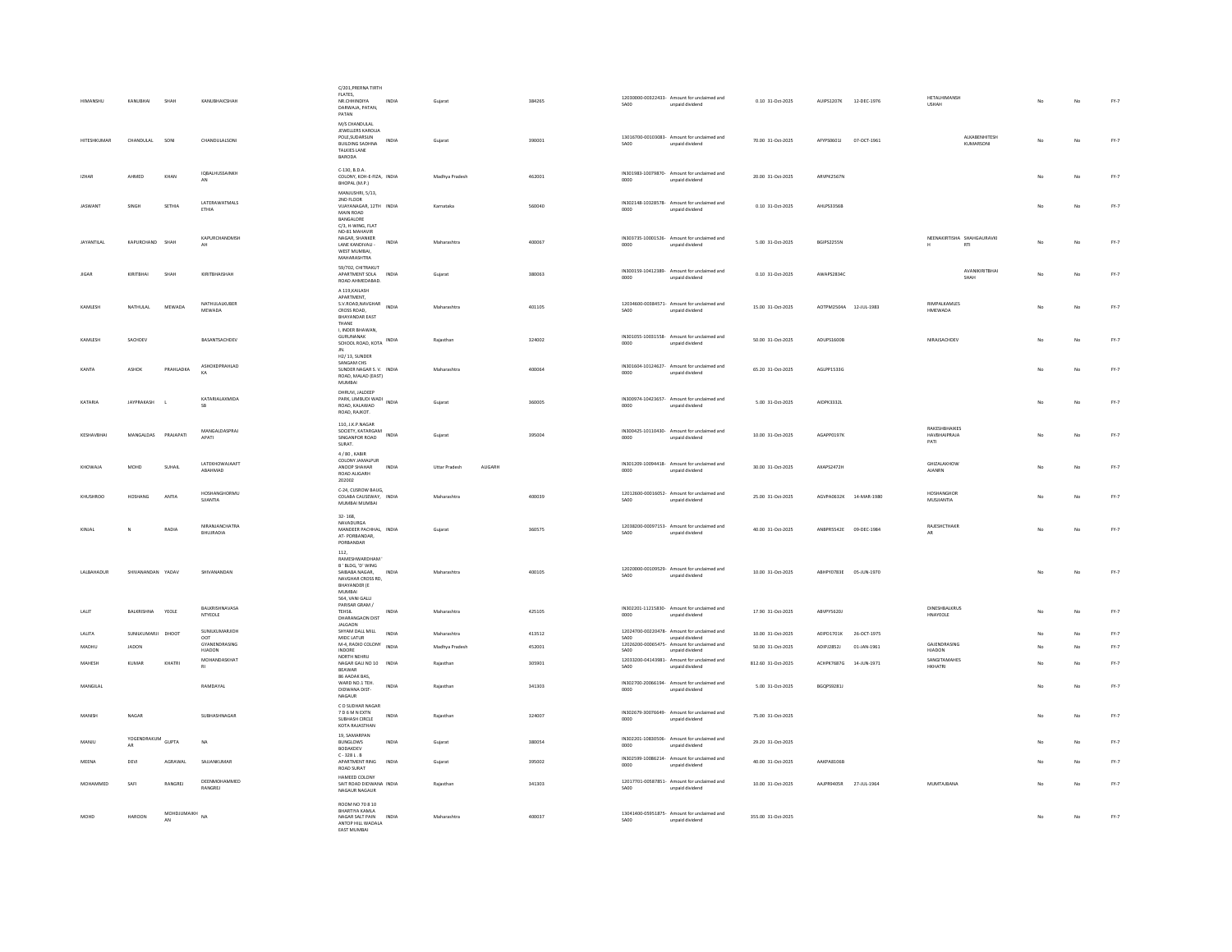| | | | | | | | | | | | | | | | | | | | | |
|---|---|---|---|---|---|---|---|---|---|---|---|---|---|---|---|---|---|---|---|---|
| HIMANSHU | KANUBHAI | SHAH | KANUBHAICSHAH | C/201,PRERNA TIRTH FLATES, NR.CHHINDIYA DARWAJA, PATAN, PATAN | INDIA | Gujarat | | 384265 | 12030000-00322433-SA00 | Amount for unclaimed and unpaid dividend | 0.10 | 31-Oct-2025 | AUIPS3207K | 12-DEC-1976 | HETALHIMANSH USHAH | | | No | No | FY-7 |
| HITESHKUMAR | CHANDULAL | SONI | CHANDULALSONI | M/S CHANDULAL JEWELLERS KAROLIA POLE,SUDARSUN BUILDING SADHNA TALKIES LANE BARODA | INDIA | Gujarat | | 390001 | 13016700-00103083-SA00 | Amount for unclaimed and unpaid dividend | 70.00 | 31-Oct-2025 | AFYPS0601J | 07-OCT-1961 | | ALKABENHITESH KUMARSONI | | No | No | FY-7 |
| IZHAR | AHMED | KHAN | IQBALHUSSAINKH AN | C-130, B.D.A. COLONY, KOH-E-FIZA, BHOPAL (M.P.) | INDIA | Madhya Pradesh | | 462001 | IN301983-10079870-0000 | Amount for unclaimed and unpaid dividend | 20.00 | 31-Oct-2025 | ARVPK2567N | | | | | No | No | FY-7 |
| JASWANT | SINGH | SETHIA | LATERAWATMALS ETHIA | MANJUSHRI, 5/13, 2ND FLOOR VIJAYANAGAR, 12TH MAIN ROAD BANGALORE | INDIA | Karnataka | | 560040 | IN302148-10328578-0000 | Amount for unclaimed and unpaid dividend | 0.10 | 31-Oct-2025 | AHLPS3356B | | | | | No | No | FY-7 |
| JAYANTILAL | KAPURCHAND | SHAH | KAPURCHANDMSH AH | C/3, H-WING, FLAT NO-B1 MAHAVIR NAGAR, SHANKER LANE KANDIVALI - WEST MUMBAI, MAHARASHTRA | INDIA | Maharashtra | | 400067 | IN303735-10001526-0000 | Amount for unclaimed and unpaid dividend | 5.00 | 31-Oct-2025 | BGIPS2255N | | NEENAKIRTISHA H | SHAHGAURAVKI RTI | | No | No | FY-7 |
| JIGAR | KIRITBHAI | SHAH | KIRITBHAISHAH | 59/702, CHITRAKUT APARTMENT SOLA ROAD AHMEDABAD. | INDIA | Gujarat | | 380063 | IN300159-10412389-0000 | Amount for unclaimed and unpaid dividend | 0.10 | 31-Oct-2025 | AWAPS2834C | | | AVANIKIRITBHAI SHAH | | No | No | FY-7 |
| KAMLESH | NATHULAL | MEWADA | NATHULALKUBER MEWADA | A 119,KAILASH APARTMENT, S.V.ROAD,NAVGHAR CROSS ROAD, BHAYANDAR EAST THANE | INDIA | Maharashtra | | 401105 | 12034600-00384571-SA00 | Amount for unclaimed and unpaid dividend | 15.00 | 31-Oct-2025 | AOTPM2504A | 12-JUL-1983 | RIMPALKAMLES HMEWADA | | | No | No | FY-7 |
| KAMLESH | SACHDEV | | BASANTSACHDEV | I, INDER BHAWAN, GURUNANAK SCHOOL ROAD, KOTA JN. | INDIA | Rajasthan | | 324002 | IN301055-10031558-0000 | Amount for unclaimed and unpaid dividend | 50.00 | 31-Oct-2025 | ADUPS1600B | | NIRAJSACHDEV | | | No | No | FY-7 |
| KANTA | ASHOK | PRAHLADKA | ASHOKDPRAHLAD KA | H2/ 13, SUNDER SANGAM CHS SUNDER NAGAR S. V. ROAD, MALAD (EAST) MUMBAI | INDIA | Maharashtra | | 400064 | IN301604-10124627-0000 | Amount for unclaimed and unpaid dividend | 65.20 | 31-Oct-2025 | AGLPP1533G | | | | | No | No | FY-7 |
| KATARIA | JAYPRAKASH | L | KATARIALAXMIDA SB | DHRUVI, JALDEEP PARK, LIMBUDI WADI ROAD, KALAWAD ROAD, RAJKOT. | INDIA | Gujarat | | 360005 | IN300974-10423657-0000 | Amount for unclaimed and unpaid dividend | 5.00 | 31-Oct-2025 | AIDPK3332L | | | | | No | No | FY-7 |
| KESHAVBHAI | MANGALDAS | PRAJAPATI | MANGALDASPRAJ APATI | 110, J.K.P.NAGAR SOCIETY, KATARGAM SINGANPOR ROAD SURAT. | INDIA | Gujarat | | 395004 | IN300425-10110430-0000 | Amount for unclaimed and unpaid dividend | 10.00 | 31-Oct-2025 | AGAPP0197K | | RAKESHBHAIKES HAVBHAIPRAJA PATI | | | No | No | FY-7 |
| KHOWAJA | MOHD | SUHAIL | LATEKHOWAJAAFT ABAHMAD | 4 / 80 , KABIR COLONY JAMALPUR ANOOP SHAHAR ROAD ALIGARH 202002 | INDIA | Uttar Pradesh | ALIGARH | | IN301209-10094418-0000 | Amount for unclaimed and unpaid dividend | 30.00 | 31-Oct-2025 | AXAPS2472H | | GHIZALAKHOW AJANRN | | | No | No | FY-7 |
| KHUSHROO | HOSHANG | ANTIA | HOSHANGHORMU SJIANTIA | C-24, CUSROW BAUG, COLABA CAUSEWAY, MUMBAI MUMBAI | INDIA | Maharashtra | | 400039 | 12012600-00016052-SA00 | Amount for unclaimed and unpaid dividend | 25.00 | 31-Oct-2025 | AGVPA0632K | 14-MAR-1980 | HOSHANGHOR MUSJIANTIA | | | No | No | FY-7 |
| KINJAL | N | RADIA | NIRANJANCHATRA BHUJRADIA | 32- 168, NAVADURGA MANDEER PACHHAL, AT- PORBANDAR, PORBANDAR | INDIA | Gujarat | | 360575 | 12038200-00097153-SA00 | Amount for unclaimed and unpaid dividend | 40.00 | 31-Oct-2025 | ANBPR5542E | 09-DEC-1984 | RAJESHCTHAKR AR | | | No | No | FY-7 |
| LALBAHADUR | SHIVANANDAN | YADAV | SHIVANANDAN | 112, RAMESHWARDHAM ' B ' BLDG, 'D' WING SAIBABA NAGAR, NAVGHAR CROSS RD, BHAYANDER (E MUMBAI | INDIA | Maharashtra | | 400105 | 12020000-00109529-SA00 | Amount for unclaimed and unpaid dividend | 10.00 | 31-Oct-2025 | ABHPY0783E | 05-JUN-1970 | | | | No | No | FY-7 |
| LALIT | BALKRISHNA | YEOLE | BALKRISHNAVASA NTYEOLE | 564, VANI GALLI PARISAR GRAM / TEHSIL DHARANGAON DIST JALGAON | INDIA | Maharashtra | | 425105 | IN302201-11215830-0000 | Amount for unclaimed and unpaid dividend | 17.90 | 31-Oct-2025 | ABVPY5620J | | DINESHBALKRUS HNAYEOLE | | | No | No | FY-7 |
| LALITA | SUNILKUMARJI | DHOOT | SUNILKUMARJIDH OOT | SHYAM DALL MILL MIDC LATUR | INDIA | Maharashtra | | 413512 | 12024700-00220478-SA00 | Amount for unclaimed and unpaid dividend | 10.00 | 31-Oct-2025 | AEIPD1701K | 26-OCT-1975 | | | | No | No | FY-7 |
| MADHU | JADON | | GYANENDRASING HJADON | M-4, RADIO COLONY INDORE | INDIA | Madhya Pradesh | | 452001 | 12026200-00065475-SA00 | Amount for unclaimed and unpaid dividend | 50.00 | 31-Oct-2025 | ADIPJ2852J | 01-JAN-1961 | GAJENDRASING HJADON | | | No | No | FY-7 |
| MAHESH | KUMAR | KHATRI | MOHANDASKHAT RI | NORTH NEHRU NAGAR GALI NO 10 BEAWAR | INDIA | Rajasthan | | 305901 | 12033200-04143981-SA00 | Amount for unclaimed and unpaid dividend | 812.60 | 31-Oct-2025 | ACHPK7687G | 14-JUN-1971 | SANGITAMAHES HKHATRI | | | No | No | FY-7 |
| MANGILAL | | | RAMDAYAL | 86 AADAK BAS, WARD NO.1 TEH. DIDWANA DIST- NAGAUR | INDIA | Rajasthan | | 341303 | IN302700-20066194-0000 | Amount for unclaimed and unpaid dividend | 5.00 | 31-Oct-2025 | BGQPS9281J | | | | | No | No | FY-7 |
| MANISH | NAGAR | | SUBHASHNAGAR | C O SUDHAR NAGAR 7 D 6 M N EXTN SUBHASH CIRCLE KOTA RAJASTHAN | INDIA | Rajasthan | | 324007 | IN302679-30076649-0000 | Amount for unclaimed and unpaid dividend | 75.00 | 31-Oct-2025 | | | | | | No | No | FY-7 |
| MANJU | YOGENDRAKUM AR | GUPTA | NA | 19, SAMARPAN BUNGLOWS BODAKDEV | INDIA | Gujarat | | 380054 | IN302201-10800506-0000 | Amount for unclaimed and unpaid dividend | 29.20 | 31-Oct-2025 | | | | | | No | No | FY-7 |
| MEENA | DEVI | AGRAWAL | SAJJANKUMAR | C - 328 L - B APARTMENT RING ROAD SURAT | INDIA | Gujarat | | 395002 | IN302599-10086234-0000 | Amount for unclaimed and unpaid dividend | 40.00 | 31-Oct-2025 | AAKPA8106B | | | | | No | No | FY-7 |
| MOHAMMED | SAFI | RANGREJ | DEENMOHAMMED RANGREJ | HAMEED COLONY SAIT ROAD DIDWANA NAGAUR NAGAUR | INDIA | Rajasthan | | 341303 | 12017701-00587851-SA00 | Amount for unclaimed and unpaid dividend | 10.00 | 31-Oct-2025 | AAJPR9405R | 27-JUL-1964 | MUMTAJBANA | | | No | No | FY-7 |
| MOHD | HAROON | MOHDJUMAIKH AN | NA | ROOM NO 70 8 10 BHARTIYA KAMLA NAGAR SALT PAIN ANTOP HILL WADALA EAST MUMBAI | INDIA | Maharashtra | | 400037 | 13041400-05951875-SA00 | Amount for unclaimed and unpaid dividend | 355.00 | 31-Oct-2025 | | | | | | No | No | FY-7 |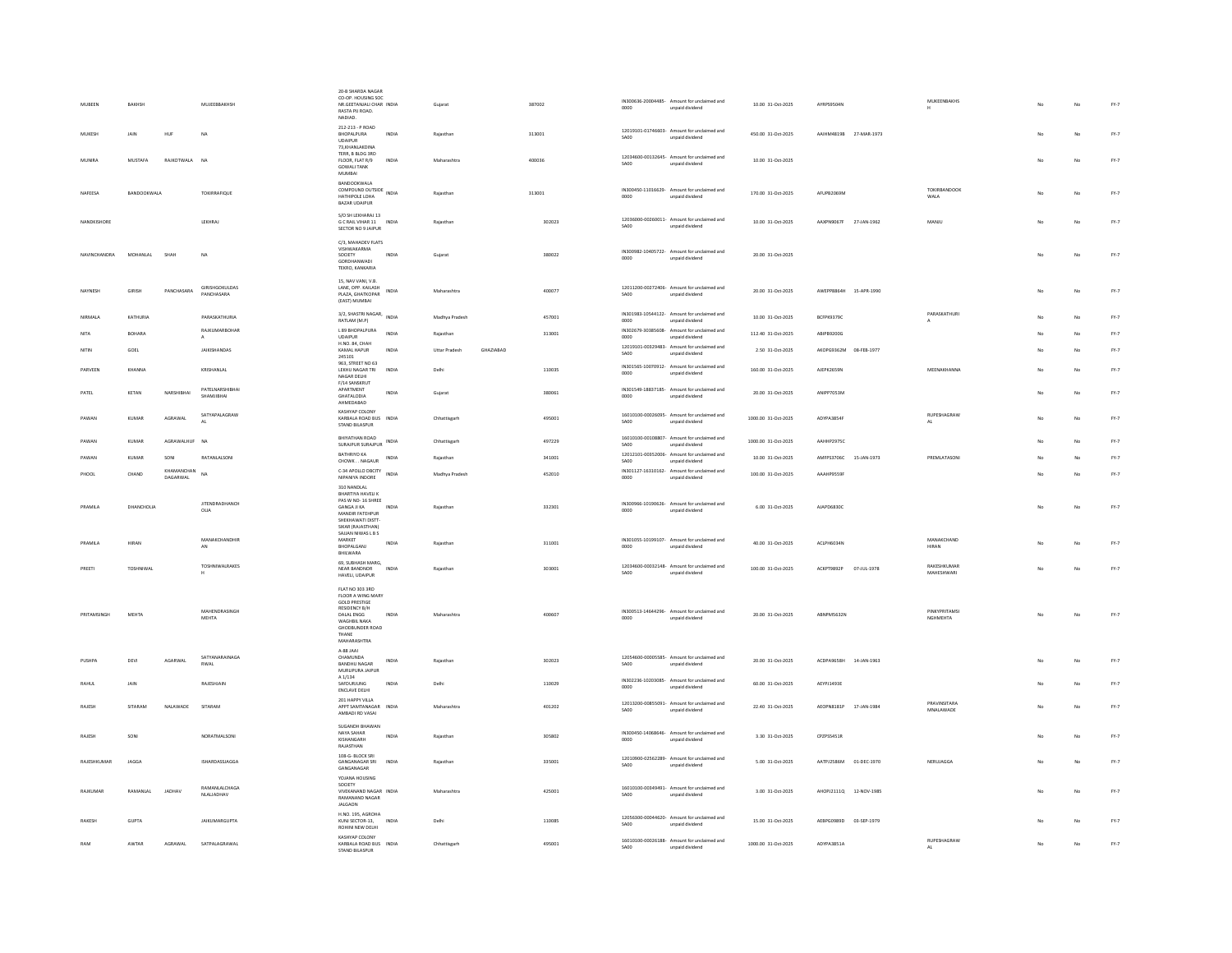| | | | | | | | | | | | | | | | | | | |
|---|---|---|---|---|---|---|---|---|---|---|---|---|---|---|---|---|---|---|
| MUBEEN | BAKHSH | | MUEEBBAKHSH | 20-B SHARDA NAGAR CO-OP. HOUSING SOC NR.GEETANJALI CHAR RASTA PIJ ROAD. NADIAD. | INDIA | Gujarat | | 387002 | IN300636-20004485-0000 | Amount for unclaimed and unpaid dividend | 10.00 | 31-Oct-2025 | AYRPS9504N | | MUKEENBAKHSH | No | No | FY-7 |
| MUKESH | JAIN | HUF | NA | 212-213 - P ROAD BHOPALPURA UDAIPUR | INDIA | Rajasthan | | 313001 | 12019101-01746603-SA00 | Amount for unclaimed and unpaid dividend | 450.00 | 31-Oct-2025 | AAJHM4819B | 27-MAR-1973 | | No | No | FY-7 |
| MUNIRA | MUSTAFA | RAJKOTWALA | NA | 73,KHANLAKDINA TERR, B BLDG 3RD FLOOR, FLAT R/9 GOWALI TANK MUMBAI | INDIA | Maharashtra | | 400036 | 12034600-00132645-SA00 | Amount for unclaimed and unpaid dividend | 10.00 | 31-Oct-2025 | | | | No | No | FY-7 |
| NAFEESA | BANDOOKWALA | | TOKIRRAFIQUE | BANDOOKWALA COMPOUND OUTSIDE HATHIPOLE LOHA BAZAR UDAIPUR | INDIA | Rajasthan | | 313001 | IN300450-11016629-0000 | Amount for unclaimed and unpaid dividend | 170.00 | 31-Oct-2025 | AFUPB2069M | | TOKIRBANDOOKWALA | No | No | FY-7 |
| NANDKISHORE | | | LEKHRAJ | S/O SH LEKHARAJ 13 G C RAIL VIHAR 11 SECTOR NO 9 JAIPUR | INDIA | Rajasthan | | 302023 | 12036000-00260011-SA00 | Amount for unclaimed and unpaid dividend | 10.00 | 31-Oct-2025 | AAXPN9067F | 27-JAN-1962 | MANJU | No | No | FY-7 |
| NAVINCHANDRA | MOHANLAL | SHAH | NA | C/3, MAHADEV FLATS VISHWAKARMA SOCIETY GORDHANWADI TEKRO, KANKARIA | INDIA | Gujarat | | 380022 | IN300982-10405722-0000 | Amount for unclaimed and unpaid dividend | 20.00 | 31-Oct-2025 | | | | No | No | FY-7 |
| NAYNESH | GIRISH | PANCHASARA | GIRISHGOKULDAS PANCHASARA | 15, NAV VANI, V.B. LANE, OPP. KAILASH PLAZA, GHATKOPAR (EAST) MUMBAI | INDIA | Maharashtra | | 400077 | 12011200-00272406-SA00 | Amount for unclaimed and unpaid dividend | 20.00 | 31-Oct-2025 | AWEPP8864H | 15-APR-1990 | | No | No | FY-7 |
| NIRMALA | KATHURIA | | PARASKATHURIA | 3/2, SHASTRI NAGAR, RATLAM (M.P) | INDIA | Madhya Pradesh | | 457001 | IN301983-10544122-0000 | Amount for unclaimed and unpaid dividend | 10.00 | 31-Oct-2025 | BCFPK9379C | | PARASKATHURIA | No | No | FY-7 |
| NITA | BOHARA | | RAJKUMARBOHARA | L 80 BHOPALPURA UDAIPUR | INDIA | Rajasthan | | 313001 | IN302679-30385608-0000 | Amount for unclaimed and unpaid dividend | 112.40 | 31-Oct-2025 | ABIPB9200G | | | No | No | FY-7 |
| NITIN | GOEL | | JAIKISHANDAS | H.NO. 84, CHAH KAMAL HAPUR 245101 | INDIA | Uttar Pradesh | GHAZIABAD | | 12019101-00329483-SA00 | Amount for unclaimed and unpaid dividend | 2.50 | 31-Oct-2025 | AKOPG9362M | 08-FEB-1977 | | No | No | FY-7 |
| PARVEEN | KHANNA | | KRISHANLAL | 963, STREET NO 63 LEKHU NAGAR TRI NAGAR DELHI | INDIA | Delhi | | 110035 | IN301565-10070912-0000 | Amount for unclaimed and unpaid dividend | 160.00 | 31-Oct-2025 | AJEPK2659N | | MEENAKHANNA | No | No | FY-7 |
| PATEL | KETAN | NARSHIBHAI | PATELNARSHIBHAI SHAMJIBHAI | F/14 SANSKRUT APARTMENT GHATALODIA AHMEDABAD | INDIA | Gujarat | | 380061 | IN301549-18837185-0000 | Amount for unclaimed and unpaid dividend | 20.00 | 31-Oct-2025 | ANIPP7053M | | | No | No | FY-7 |
| PAWAN | KUMAR | AGRAWAL | SATYAPALAGRAWAL | KASHYAP COLONY KARBALA ROAD BUS STAND BILASPUR | INDIA | Chhattisgarh | | 495001 | 16010100-00026095-SA00 | Amount for unclaimed and unpaid dividend | 1000.00 | 31-Oct-2025 | ADYPA3854F | | RUPESHAGRAWAL | No | No | FY-7 |
| PAWAN | KUMAR | AGRAWALHUF | NA | BHIYATHAN ROAD SURAJPUR SURAJPUR | INDIA | Chhattisgarh | | 497229 | 16010100-00108807-SA00 | Amount for unclaimed and unpaid dividend | 1000.00 | 31-Oct-2025 | AAHHP2975C | | | No | No | FY-7 |
| PAWAN | KUMAR | SONI | RATANLALSONI | BATHRIYO KA CHOWK . . NAGAUR | INDIA | Rajasthan | | 341001 | 12012101-00352006-SA00 | Amount for unclaimed and unpaid dividend | 10.00 | 31-Oct-2025 | AMFPS3706C | 15-JAN-1973 | PREMLATASONI | No | No | FY-7 |
| PHOOL | CHAND | KHAMANCHAN DAGARWAL | NA | C-34 APOLLO DBCITY NIPANIYA INDORE | INDIA | Madhya Pradesh | | 452010 | IN301127-16310162-0000 | Amount for unclaimed and unpaid dividend | 100.00 | 31-Oct-2025 | AAAHP9559F | | | No | No | FY-7 |
| PRAMILA | DHANCHOLIA | | JITENDRADHANCHOLIA | 310 NANDLAL BHARTIYA HAVELI K PAS W NO- 16 SHREE GANGA JI KA MANDIR FATEHPUR SHEKHAWATI DISTT-SIKAR (RAJASTHAN) | INDIA | Rajasthan | | 332301 | IN300966-10190626-0000 | Amount for unclaimed and unpaid dividend | 6.00 | 31-Oct-2025 | AJAPD6830C | | | No | No | FY-7 |
| PRAMILA | HIRAN | | MANAKCHANDHIRAN | SAJJAN NIWAS L B S MARKET BHOPALGANJ BHILWARA | INDIA | Rajasthan | | 311001 | IN301055-10199107-0000 | Amount for unclaimed and unpaid dividend | 40.00 | 31-Oct-2025 | ACLPH6034N | | MANAKCHAND HIRAN | No | No | FY-7 |
| PREETI | TOSHNIWAL | | TOSHNIWALRAKESH | 69, SUBHASH MARG, NEAR BANDNOR HAVELI, UDAIPUR | INDIA | Rajasthan | | 303001 | 12034600-00032148-SA00 | Amount for unclaimed and unpaid dividend | 100.00 | 31-Oct-2025 | ACKPT9892P | 07-JUL-1978 | RAKESHKUMAR MAHESHWARI | No | No | FY-7 |
| PRITAMSINGH | MEHTA | | MAHENDRASINGH MEHTA | FLAT NO 303 3RD FLOOR A WING MARY GOLD PRESTIGE RESIDENCY B/H DALAL ENGG WAGHBIL NAKA GHODBUNDER ROAD THANE MAHARASHTRA | INDIA | Maharashtra | | 400607 | IN300513-14644296-0000 | Amount for unclaimed and unpaid dividend | 20.00 | 31-Oct-2025 | ABNPM5632N | | PINKYPRITAMSINGHMEHTA | No | No | FY-7 |
| PUSHPA | DEVI | AGARWAL | SATYANARAINAGARWAL | A-88 JAAI CHAMUNDA BANDHU NAGAR MURLIPURA JAIPUR | INDIA | Rajasthan | | 302023 | 12054600-00005585-SA00 | Amount for unclaimed and unpaid dividend | 20.00 | 31-Oct-2025 | ACDPA9658H | 14-JAN-1963 | | No | No | FY-7 |
| RAHUL | JAIN | | RAJESHJAIN | A 1/134 SAFDURJUNG ENCLAVE DELHI | INDIA | Delhi | | 110029 | IN302236-10203085-0000 | Amount for unclaimed and unpaid dividend | 60.00 | 31-Oct-2025 | AEYPJ3493E | | | No | No | FY-7 |
| RAJESH | SITARAM | NALAWADE | SITARAM | 201 HAPPY VILLA APPT SAMTANAGAR AMBADI RD VASAI | INDIA | Maharashtra | | 401202 | 12013200-00855091-SA00 | Amount for unclaimed and unpaid dividend | 22.40 | 31-Oct-2025 | AEOPN8181P | 17-JAN-1984 | PRAVINSITARAMNALAWADE | No | No | FY-7 |
| RAJESH | SONI | | NORATMALSONI | SUGANDH BHAWAN NAYA SAHAR KISHANGARH RAJASTHAN | INDIA | Rajasthan | | 305802 | IN300450-14068646-0000 | Amount for unclaimed and unpaid dividend | 3.30 | 31-Oct-2025 | CPZPS5451R | | | No | No | FY-7 |
| RAJESHKUMAR | JAGGA | | ISHARDASSJAGGA | 108-G- BLOCK SRI GANGANAGAR SRI GANGANAGAR | INDIA | Rajasthan | | 335001 | 12010900-02562289-SA00 | Amount for unclaimed and unpaid dividend | 5.00 | 31-Oct-2025 | AATPJ2586M | 01-DEC-1970 | NERUJAGGA | No | No | FY-7 |
| RAJKUMAR | RAMANLAL | JADHAV | RAMANLALCHAGANLALJADHAV | YOJANA HOUSING SOCIETY VIVEKANAND NAGAR RAMANAND NAGAR JALGAON | INDIA | Maharashtra | | 425001 | 16010100-00349491-SA00 | Amount for unclaimed and unpaid dividend | 3.00 | 31-Oct-2025 | AHOPJ2111Q | 12-NOV-1985 | | No | No | FY-7 |
| RAKESH | GUPTA | | JAIKUMARGUPTA | H.NO. 195, AGROHA KUNJ SECTOR-13, ROHINI NEW DELHI | INDIA | Delhi | | 110085 | 12056300-00044620-SA00 | Amount for unclaimed and unpaid dividend | 15.00 | 31-Oct-2025 | AEBPG0989D | 03-SEP-1979 | | No | No | FY-7 |
| RAM | AWTAR | AGRAWAL | SATPALAGRAWAL | KASHYAP COLONY KARBALA ROAD BUS STAND BILASPUR | INDIA | Chhattisgarh | | 495001 | 16010100-00026188-SA00 | Amount for unclaimed and unpaid dividend | 1000.00 | 31-Oct-2025 | ADYPA3851A | | RUPESHAGRAWAL | No | No | FY-7 |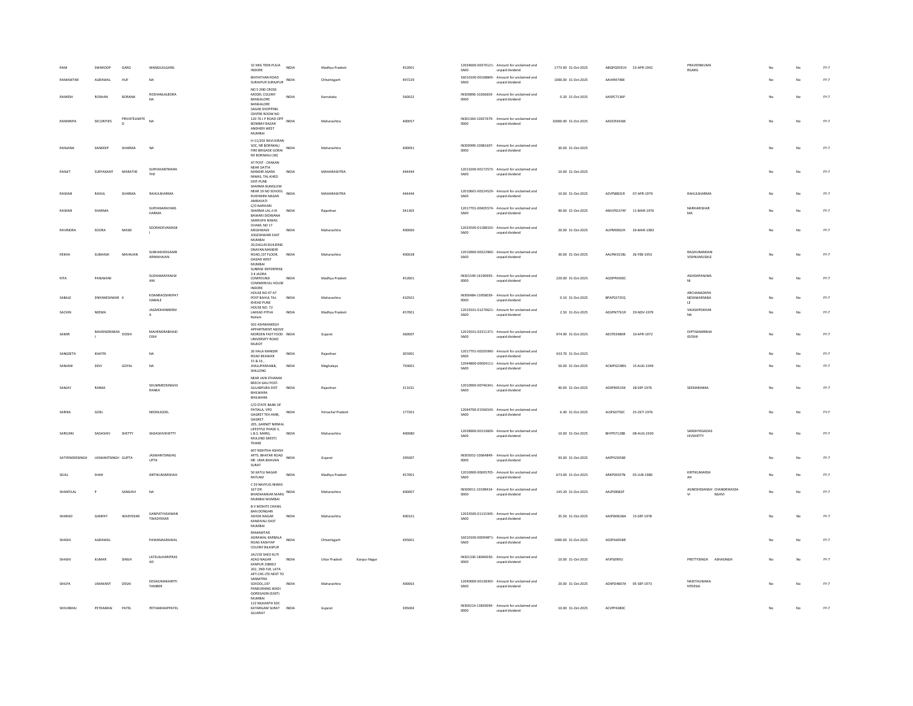| RAM | SWAROOP | GARG | MANGILALGARG | 32 MIG TEEN PULIA INDORE | INDIA | Madhya Pradesh | | 452001 | | 12034600-00370121-SA00 | Amount for unclaimed and unpaid dividend | 1773.90 | 31-Oct-2025 | ABQPG0591H | 23-APR-1942 | PRAVEENKUMARGARG | | No | No | FY-7 |
|---|---|---|---|---|---|---|---|---|---|---|---|---|---|---|---|---|---|---|---|---|
| RAMAWTAR | AGRAWAL | HUF | NA | BHIYATHAN ROAD SURAJPUR SURAJPUR | INDIA | Chhattisgarh | | 497229 | | 16010100-00108845-SA00 | Amount for unclaimed and unpaid dividend | 1000.00 | 31-Oct-2025 | AAJHR4748E | | | | No | No | FY-7 |
| RAMESH | ROSHAN | BORANA | ROSHANLALBORANA | NO 5 2ND CROSS MODEL COLONY BANGALORE BANGALORE | INDIA | Karnataka | | 560022 | | IN300896-10266603-0000 | Amount for unclaimed and unpaid dividend | 0.20 | 31-Oct-2025 | AASPC7136P | | | | No | No | FY-7 |
| RAMKRIPA | SECURITIES | PRIVATELIMITED | NA | SAGAR SHOPPING CENTRE ROOM NO 120 76 J P ROAD OPP BOMBAY BAZAR ANDHERI WEST MUMBAI | INDIA | Maharashtra | | 400057 | | IN301364-10027679-0000 | Amount for unclaimed and unpaid dividend | 10000.00 | 31-Oct-2025 | AADCR3436K | | | | No | No | FY-7 |
| RANJANA | SANDEEP | SHARMA | NA | H-11/202 RAVI-KIRAN SOC, NR BORIWALI FIRE BRIGADE GORAI RD BORIWALI (W) | INDIA | Maharashtra | | 400091 | | IN300999-10081607-0000 | Amount for unclaimed and unpaid dividend | 30.00 | 31-Oct-2025 | | | | | No | No | FY-7 |
| RANJIT | SURYAKANT | MARATHE | SURYAKANTMARATHE | AT POST - CHAKAN NEAR DATTA MANDIR ASARA NIWAS, TAL-KHED DIST-PUNE | INDIA | MAHARASHTRA | | 444444 | | 12013200-00172573-SA00 | Amount for unclaimed and unpaid dividend | 10.00 | 31-Oct-2025 | | | | | No | No | FY-7 |
| RASHMI | RAHUL | SHARMA | RAHULSHARMA | SHARMA BUNGLOW NEAR 19 NO SCHOOL RUKHMINI NAGAR AMRAVATI | INDIA | MAHARASHTRA | | 444444 | | 12010601-00224529-SA00 | Amount for unclaimed and unpaid dividend | 10.00 | 31-Oct-2025 | AZVPS8831R | 07-APR-1979 | RAHULSHARMA | | No | No | FY-7 |
| RASHMI | SHARMA | | SURYANARAYANSHARMA | C/O NARHARI SHARMA LAL JI KI BAWARI DIDWANA | INDIA | Rajasthan | | 341303 | | 12017701-00405574-SA00 | Amount for unclaimed and unpaid dividend | 90.00 | 31-Oct-2025 | AMUPS5374F | 11-MAR-1976 | NARHARISHARMA | | No | No | FY-7 |
| RAVINDRA | SODRA | MASKI | SOORADEVAMASKI | SAIKRUPA NIWAS CHAWL NO 17 MEGHWADI JOGESHWARI EAST MUMBAI | INDIA | Maharashtra | | 400060 | | 12033500-01188103-SA00 | Amount for unclaimed and unpaid dividend | 20.00 | 31-Oct-2025 | AUPM0062H | 26-MAR-1983 | | | No | No | FY-7 |
| REKHA | SUBHASH | MAHAJAN | SUBHASHDIGAMBARMAHAJAN | 20,DALLAS BUILDING DNAYAN MANDIR ROAD,1ST FLOOR, DADAR WEST MUMBAI | INDIA | Maharashtra | | 400028 | | 12010900-00322960-SA00 | Amount for unclaimed and unpaid dividend | 30.00 | 31-Oct-2025 | AALPM3158L | 26-FEB-1953 | RAGHUNANDANVISHNUMUSALE | | No | No | FY-7 |
| RITA | PANJWANI | | SUDHAMAPANJWANI | SUNRISE ENTERPRISE 3 4 JAORA COMPOUND COMMERICAL HOUSE INDORE | INDIA | Madhya Pradesh | | 452001 | | IN301549-16190993-0000 | Amount for unclaimed and unpaid dividend | 220.00 | 31-Oct-2025 | AGDPP0400C | | ASHISHPANJWANI | | No | No | FY-7 |
| SABALE | DNYANESHWAR | K | KISANRAOSHRIPATISABALE | HOUSE NO 47 AT POST BAHUL TAL KHEAD PUNE | INDIA | Maharashtra | | 410501 | | IN300484-13958039-0000 | Amount for unclaimed and unpaid dividend | 0.10 | 31-Oct-2025 | BPAPS3725Q | | ARCHANADNYANESHWARSABALE | | No | No | FY-7 |
| SACHIN | NEEMA | | JAGMOHANNEEMA | HOUSE NO. 72 LAKKAD PITHA Ratlam | INDIA | Madhya Pradesh | | 457001 | | 12019101-01270621-SA00 | Amount for unclaimed and unpaid dividend | 2.50 | 31-Oct-2025 | AEGPN7761R | 29-NOV-1979 | VIKASHPOKHARNA | | No | No | FY-7 |
| SAMIR | MAHENDRABHAI | DOSHI | MAHENDRABHAIDOSHI | 502 ASHWAMEGH APPARTMENT ABOVE MORDEN FAST FOOD UNIVERSITY ROAD RAJKOT | INDIA | Gujarat | | 360007 | | 12019101-02311371-SA00 | Amount for unclaimed and unpaid dividend | 974.90 | 31-Oct-2025 | AECPD3480R | 10-APR-1972 | DIPTISAMIRBHAIDOSHI | | No | No | FY-7 |
| SANGEETA | KHATRI | | NA | 26 HALA MANDIR ROAD BEAWAR | INDIA | Rajasthan | | 305901 | | 12017701-00205990-SA00 | Amount for unclaimed and unpaid dividend | 433.70 | 31-Oct-2025 | | | | | No | No | FY-7 |
| SANJANI | DEVI | GOYAL | NA | 15 & 16 , JHALUPARA&B, SHILLONG | INDIA | Meghalaya | | 793001 | | 12044800-00004111-SA00 | Amount for unclaimed and unpaid dividend | 50.00 | 31-Oct-2025 | ACMPG2389L | 15-AUG-1949 | | | No | No | FY-7 |
| SANJAY | RANKA | | SHUMMEDSINGHJIRANKA | NEAR JAIN STHANAK BEECH GALI POST-GULABPURA DIST BHILWARA BHILWARA | INDIA | Rajasthan | | 311021 | | 12010900-00746341-SA00 | Amount for unclaimed and unpaid dividend | 40.00 | 31-Oct-2025 | ADXPR0533K | 28-SEP-1976 | SEEMARANKA | | No | No | FY-7 |
| SARIKA | GOEL | | NEERAJGOEL | C/O STATE BANK OF PATIALA, VPO GAGRET TEH AMB, GAGRET | INDIA | Himachal Pradesh | | 177201 | | 12044700-01566543-SA00 | Amount for unclaimed and unpaid dividend | 6.40 | 31-Oct-2025 | ALSPG0750C | 25-OCT-1976 | | | No | No | FY-7 |
| SAROJINI | SADASHIV | SHETTY | SADASHIVSHETTY | 205, GARNET NIRMAL LIFESTYLE PHASE II, L.B.S. MARG, MULUND (WEST) THANE | INDIA | Maharashtra | | 400080 | | 12028900-00133609-SA00 | Amount for unclaimed and unpaid dividend | 10.00 | 31-Oct-2025 | BHYPS7128B | 08-AUG-1930 | SANDHYASADASHIVSHETTY | | No | No | FY-7 |
| SATYENDERSINGH | JASWANTSINGH | GUPTA | JASWANTSINGHGUPTA | 607 NISHTHA ASHISH APTS. BHATAR ROAD NR. UMA BHAVAN SURAT | INDIA | Gujarat | | 395007 | | IN303052-10064849-0000 | Amount for unclaimed and unpaid dividend | 93.00 | 31-Oct-2025 | AAPPG5958E | | | | No | No | FY-7 |
| SEJAL | SHAH | | KIRTIKUMARSHAH | 50 KATJU NAGAR RATLAM | INDIA | Madhya Pradesh | | 457001 | | 12010900-00695705-SA00 | Amount for unclaimed and unpaid dividend | 673.00 | 31-Oct-2025 | ARKPS9207N | 05-JUN-1980 | KIRTIKUMARSHAH | | No | No | FY-7 |
| SHANTILAL | P | SANGHVI | NA | C 59 NAVYUG NIWAS 167 DR BHADKAMKAR MARG MUMBAI MUMBAI | INDIA | Maharashtra | | 400007 | | IN300011-10198414-0000 | Amount for unclaimed and unpaid dividend | 145.20 | 31-Oct-2025 | AAJPS9082P | | JIGNESHSSANGHVI | CHANDRIKASSANGHVI | No | No | FY-7 |
| SHARAD | GANPAT | WADYEKAR | GANPATYASHWANTWADYEKAR | 8 V MOHITE CHAWL BAN DONGARI ASHOK NAGAR KANDIVALI EAST MUMBAI | INDIA | Maharashtra | | 400101 | | 12033500-01131945-SA00 | Amount for unclaimed and unpaid dividend | 35.30 | 31-Oct-2025 | AAIPW0638A | 15-SEP-1978 | | | No | No | FY-7 |
| SHASHI | AGRAWAL | | PAWANAGRAWAL | RAMAWTAR AGRAWAL KARBALA ROAD KASHYAP COLONY BILASPUR | INDIA | Chhattisgarh | | 495001 | | 16010100-00094871-SA00 | Amount for unclaimed and unpaid dividend | 1000.00 | 31-Oct-2025 | ADZPA6958R | | | | No | No | FY-7 |
| SHASHI | KUMAR | SINGH | LATELALHARIPRASAD | 2A/159 SHED KUTI AZAD NAGAR KANPUR 208002 | INDIA | Uttar Pradesh | Kanpur Nagar | | | IN301330-18040030-0000 | Amount for unclaimed and unpaid dividend | 10.00 | 31-Oct-2025 | AFJPS0995J | | PRETTYSINGH | ASHASINGH | No | No | FY-7 |
| SHILPA | UMAKANT | DESAI | DESAIUMAKANTPITAMBER | 202, 2ND FLR, LATA APT.CHS LTD NEXT TO SANMITRA SCHOOL,197 PANDURANG WADI GOREGAON (EAST) MUMBAI | INDIA | Maharashtra | | 400063 | | 12040000-00138392-SA00 | Amount for unclaimed and unpaid dividend | 20.00 | 31-Oct-2025 | ADXPD4807A | 05-SEP-1973 | NADITAUMAKANTDESAI | | No | No | FY-7 |
| SHIVJIBHAI | PETHABHAI | PATEL | PETHABHAIPPATEL | 122 NILKANTH SOC KATARGAM SURAT GUJARAT | INDIA | Gujarat | | 395004 | | IN300214-13839094-0000 | Amount for unclaimed and unpaid dividend | 10.00 | 31-Oct-2025 | ACVPP4280C | | | | No | No | FY-7 |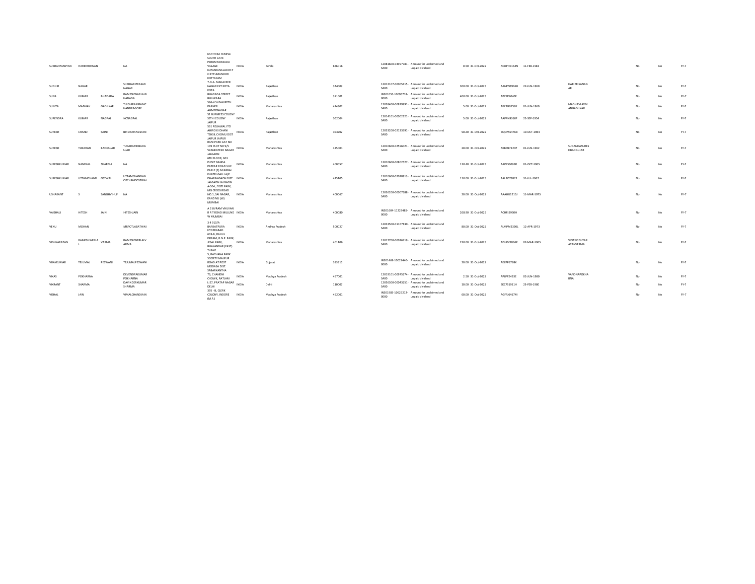| | | | | | | | | | | | | | | | | | | | |
|---|---|---|---|---|---|---|---|---|---|---|---|---|---|---|---|---|---|---|---|
| SUBRAHMANYAN | HARIKRISHNAN | | NA | KARTHIKA TEMPLE SOUTH GATE PERUMPAIKKADU VILLAGE KUMARANALLOOR P O ETTUMANOOR KOTTAYAM | INDIA | Kerala | | 686016 | | 12081600-04997781-SA00 | Amount for unclaimed and unpaid dividend | 0.50 | 31-Oct-2025 | ACOPH0164N | 11-FEB-1983 | | | No | No | FY-7 |
| SUDHIR | NAGAR | | SHRIHARIPRASAD NAGAR | 7-D-6- MAHAVEER NAGAR EXT KOTA KOTA | INDIA | Rajasthan | | 324009 | | 12012107-00005115-SA00 | Amount for unclaimed and unpaid dividend | 300.00 | 31-Oct-2025 | AANPN3916H | 22-JUN-1960 | | HARIPRIYANAGAR | No | No | FY-7 |
| SUNIL | KUMAR | BHADADA | RAMESHWARLALBHADADA | BHADADA STREET BHILWARA | INDIA | Rajasthan | | 311001 | | IN301055-10096718-0000 | Amount for unclaimed and unpaid dividend | 400.00 | 31-Oct-2025 | APCPP4040E | | | | No | No | FY-7 |
| SUNITA | MADHAV | GADILKAR | TULSHIRAMRAMCHANDRAGORE | 596-4 SHIVAJIPETH PARNER AHMEDNAGAR | INDIA | Maharashtra | | 414302 | | 12038400-00829991-SA00 | Amount for unclaimed and unpaid dividend | 5.00 | 31-Oct-2025 | AKZPG0759K | 01-JUN-1969 | | MADHAVLAXMANGADILKAR | No | No | FY-7 |
| SURENDRA | KUMAR | NAGPAL | NCNAGPAL | 51 BURMEES COLONY SETHI COLONY JAIPUR | INDIA | Rajasthan | | 302004 | | 12014101-00002121-SA00 | Amount for unclaimed and unpaid dividend | 5.00 | 31-Oct-2025 | AAPPN0360F | 25-SEP-1954 | | | No | No | FY-7 |
| SURESH | CHAND | SAINI | BIRDICHANDSAINI | 561 RELIAWALI TO AHIRO KI DHANI TEHSIL CHOMU DIST JAIPUR JAIPUR | INDIA | Rajasthan | | 303702 | | 12033200-02133391-SA00 | Amount for unclaimed and unpaid dividend | 90.20 | 31-Oct-2025 | BQOPS5476B | 10-OCT-1984 | | | No | No | FY-7 |
| SURESH | TUKARAM | BADGUJAR | TUKARAMDBADGUJAR | RANI PARK GAT NO 139 PLOT NO 9/5 VYANKATESH NAGAR JALGAON | INDIA | Maharashtra | | 425001 | | 12010600-02596021-SA00 | Amount for unclaimed and unpaid dividend | 20.00 | 31-Oct-2025 | AKBPB7120P | 01-JUN-1962 | | SUNANDASURESHBADGUJAR | No | No | FY-7 |
| SURESHKUMAR | NANDLAL | SHARMA | NA | 6TH FLOOR, 603 PUNIT NANDA PATKAR ROAD VILE PARLE (E) MUMBAI | INDIA | Maharashtra | | 400057 | | 12010600-00802527-SA00 | Amount for unclaimed and unpaid dividend | 110.40 | 31-Oct-2025 | AAPPS6096R | 01-OCT-1965 | | | No | No | FY-7 |
| SURESHKUMAR | UTTAMCHAND | OSTWAL | UTTAMCHANDANOPCHANDOSTWAL | KHATRI GALLI A/P DHARANGAON DIST JALGAON JALGAON | INDIA | Maharashtra | | 425105 | | 12010600-02028813-SA00 | Amount for unclaimed and unpaid dividend | 110.00 | 31-Oct-2025 | AALPO7387F | 31-JUL-1967 | | | No | No | FY-7 |
| USHAKANT | S | SANGHVIHUF | NA | A-504, JYOTI PARK, MG CROSS ROAD NO.1, SAI NAGAR, KANDIVLI (W) MUMBAI | INDIA | Maharashtra | | 400067 | | 12036200-00007688-SA00 | Amount for unclaimed and unpaid dividend | 20.00 | 31-Oct-2025 | AAAHU1210J | 11-MAR-1975 | | | No | No | FY-7 |
| VAISHALI | HITESH | JAIN | HITESHJAIN | A 2 JIVRAM VHUVAN R R T ROAD MULUND W MUMBAI | INDIA | Maharashtra | | 400080 | | IN301604-11229485-0000 | Amount for unclaimed and unpaid dividend | 268.90 | 31-Oct-2025 | ACHPJ5930H | | | | No | No | FY-7 |
| VENU | MOHAN | | MRPOTLABATHINI | 3 4 910/A BARKATPURA HYDERABAD | INDIA | Andhra Pradesh | | 500027 | | 12033500-01167830-SA00 | Amount for unclaimed and unpaid dividend | 80.00 | 31-Oct-2025 | ALMPM2390L | 12-APR-1973 | | | No | No | FY-7 |
| VIDHYARATAN | RAMESHWERLAL | VARMA | RAMESHWERLALVARMA | 603-B, RAHUL DREAM, R.N.P. PARK, JESAL PARK, BHAYANDAR (EAST) THANE | INDIA | Maharashtra | | 401106 | | 12017700-00026719-SA00 | Amount for unclaimed and unpaid dividend | 220.00 | 31-Oct-2025 | ADHPV2866P | 02-MAR-1965 | | VINAYVIDHYARATANVERMA | No | No | FY-7 |
| VIJAYKUMAR | TEJUMAL | PESWANI | TEJUMALPESWANI | 5, RACHANA PARK SOCIETY MALPUR ROAD AT POST MODASA DIST. SABARKANTHA | INDIA | Gujarat | | 383315 | | IN301469-10029440-0000 | Amount for unclaimed and unpaid dividend | 20.00 | 31-Oct-2025 | AEZPP6798K | | | | No | No | FY-7 |
| VIKAS | POKHARNA | | DEVENDRAKUMARPOKHARNA | 73, CHANDNI CHOWK, RATLAM | INDIA | Madhya Pradesh | | 457001 | | 12019101-00975274-SA00 | Amount for unclaimed and unpaid dividend | 2.50 | 31-Oct-2025 | APLPP2433E | 02-JUN-1980 | | VANDNAPOKHARNA | No | No | FY-7 |
| VIKRANT | SHARMA | | DAVINDERKUMARSHARMA | L-27, PRATAP NAGAR DELHI | INDIA | Delhi | | 110007 | | 12056300-00043251-SA00 | Amount for unclaimed and unpaid dividend | 10.00 | 31-Oct-2025 | BKCPS1911H | 23-FEB-1980 | | | No | No | FY-7 |
| VISHAL | JAIN | | VIMALCHANDJAIN | 395 - B, CLERK COLONY, INDORE (M.P.) | INDIA | Madhya Pradesh | | 452001 | | IN301983-10625212-0000 | Amount for unclaimed and unpaid dividend | 60.00 | 31-Oct-2025 | AGFPJ6467M | | | | No | No | FY-7 |